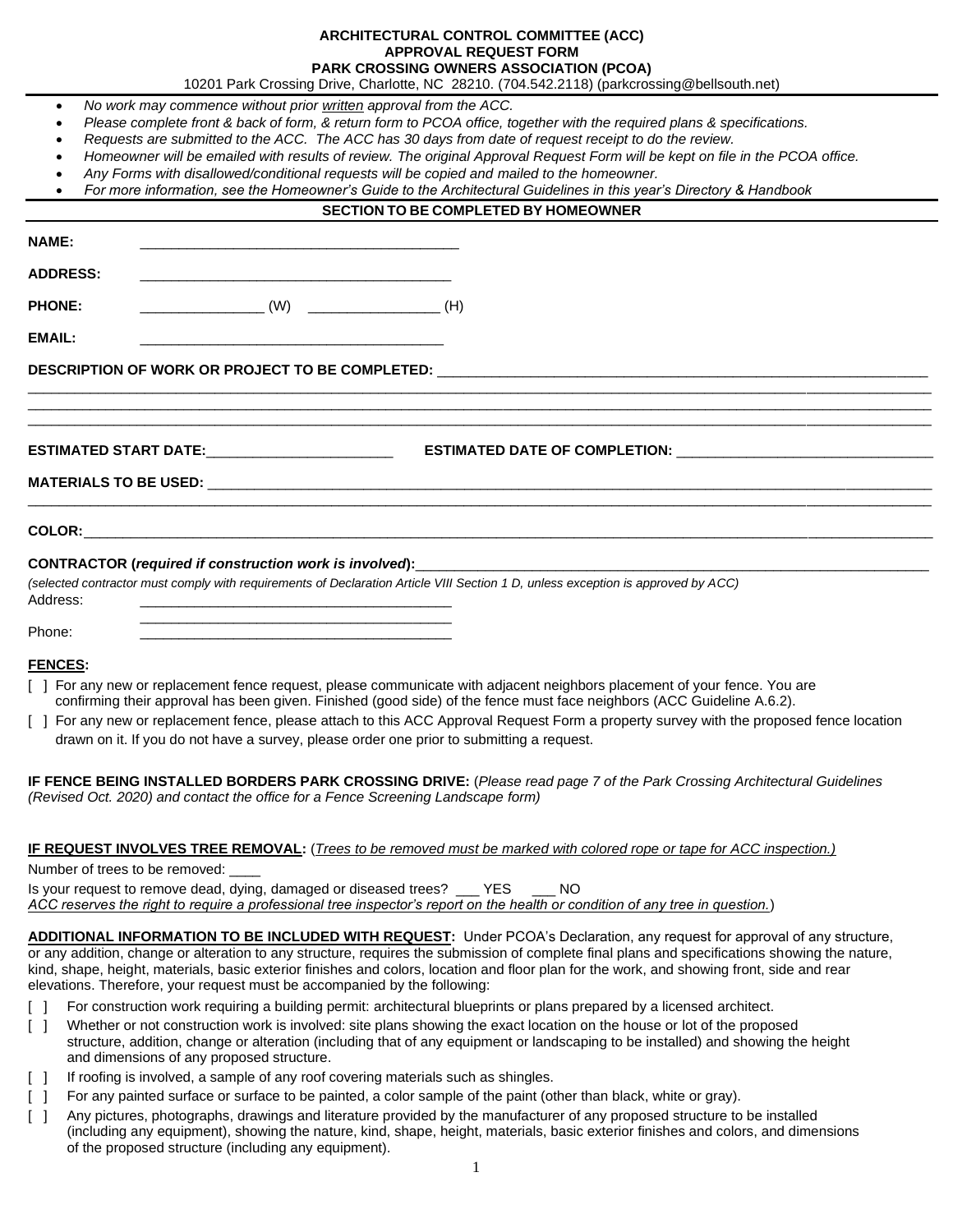**ARCHITECTURAL CONTROL COMMITTEE (ACC)**
**APPROVAL REQUEST FORM**
**PARK CROSSING OWNERS ASSOCIATION (PCOA)**
10201 Park Crossing Drive, Charlotte, NC 28210. (704.542.2118) (parkcrossing@bellsouth.net)

- *No work may commence without prior written approval from the ACC.*
- *Please complete front & back of form, & return form to PCOA office, together with the required plans & specifications.*
- *Requests are submitted to the ACC. The ACC has 30 days from date of request receipt to do the review.*
- *Homeowner will be emailed with results of review. The original Approval Request Form will be kept on file in the PCOA office.*
- *Any Forms with disallowed/conditional requests will be copied and mailed to the homeowner.*
- *For more information, see the Homeowner's Guide to the Architectural Guidelines in this year's Directory & Handbook*

**SECTION TO BE COMPLETED BY HOMEOWNER**

**NAME:** ________________________________________

**ADDRESS:** ________________________________________

**PHONE:** ________________ (W) _________________ (H)

**EMAIL:** ________________________________________

**DESCRIPTION OF WORK OR PROJECT TO BE COMPLETED:** ________________________________________________________________
______________________________________________________________________________________________________________
______________________________________________________________________________________________________________
______________________________________________________________________________________________________________

**ESTIMATED START DATE:**________________________ **ESTIMATED DATE OF COMPLETION:** _________________________________

**MATERIALS TO BE USED:** ____________________________________________________________________________________________
______________________________________________________________________________________________________________

**COLOR:**______________________________________________________________________________________________________

**CONTRACTOR (*required if construction work is involved*):**____________________________________________________________

*(selected contractor must comply with requirements of Declaration Article VIII Section 1 D, unless exception is approved by ACC)*

Address: ________________________________________
________________________________________

Phone: ________________________________________

**FENCES:**

[ ] For any new or replacement fence request, please communicate with adjacent neighbors placement of your fence. You are confirming their approval has been given. Finished (good side) of the fence must face neighbors (ACC Guideline A.6.2).

[ ] For any new or replacement fence, please attach to this ACC Approval Request Form a property survey with the proposed fence location drawn on it. If you do not have a survey, please order one prior to submitting a request.

**IF FENCE BEING INSTALLED BORDERS PARK CROSSING DRIVE:** (*Please read page 7 of the Park Crossing Architectural Guidelines (Revised Oct. 2020) and contact the office for a Fence Screening Landscape form)*

**IF REQUEST INVOLVES TREE REMOVAL:** (*Trees to be removed must be marked with colored rope or tape for ACC inspection.)*

Number of trees to be removed: ____

Is your request to remove dead, dying, damaged or diseased trees? ___ YES ___ NO

*ACC reserves the right to require a professional tree inspector's report on the health or condition of any tree in question.*)

**ADDITIONAL INFORMATION TO BE INCLUDED WITH REQUEST:** Under PCOA's Declaration, any request for approval of any structure, or any addition, change or alteration to any structure, requires the submission of complete final plans and specifications showing the nature, kind, shape, height, materials, basic exterior finishes and colors, location and floor plan for the work, and showing front, side and rear elevations. Therefore, your request must be accompanied by the following:

[ ] For construction work requiring a building permit: architectural blueprints or plans prepared by a licensed architect.

[ ] Whether or not construction work is involved: site plans showing the exact location on the house or lot of the proposed structure, addition, change or alteration (including that of any equipment or landscaping to be installed) and showing the height and dimensions of any proposed structure.

[ ] If roofing is involved, a sample of any roof covering materials such as shingles.

[ ] For any painted surface or surface to be painted, a color sample of the paint (other than black, white or gray).

[ ] Any pictures, photographs, drawings and literature provided by the manufacturer of any proposed structure to be installed (including any equipment), showing the nature, kind, shape, height, materials, basic exterior finishes and colors, and dimensions of the proposed structure (including any equipment).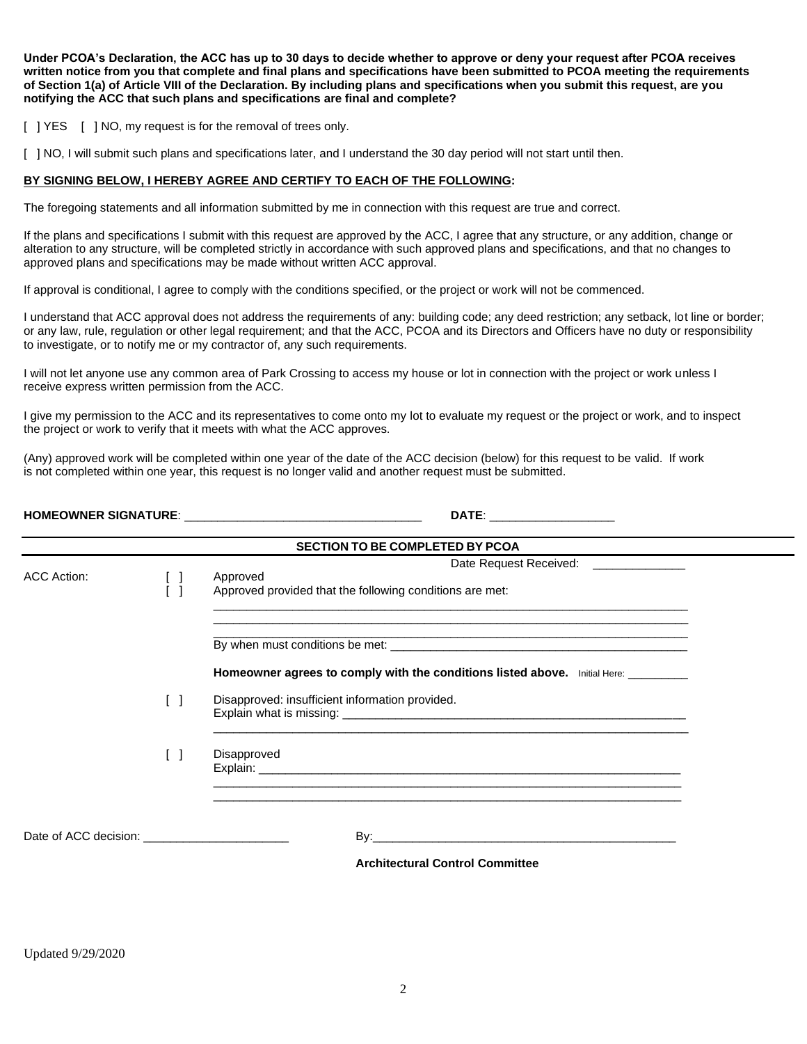**Under PCOA's Declaration, the ACC has up to 30 days to decide whether to approve or deny your request after PCOA receives written notice from you that complete and final plans and specifications have been submitted to PCOA meeting the requirements of Section 1(a) of Article VIII of the Declaration. By including plans and specifications when you submit this request, are you notifying the ACC that such plans and specifications are final and complete?**

[ ] YES [ ] NO, my request is for the removal of trees only.

[ ] NO, I will submit such plans and specifications later, and I understand the 30 day period will not start until then.

**BY SIGNING BELOW, I HEREBY AGREE AND CERTIFY TO EACH OF THE FOLLOWING:**

The foregoing statements and all information submitted by me in connection with this request are true and correct.

If the plans and specifications I submit with this request are approved by the ACC, I agree that any structure, or any addition, change or alteration to any structure, will be completed strictly in accordance with such approved plans and specifications, and that no changes to approved plans and specifications may be made without written ACC approval.

If approval is conditional, I agree to comply with the conditions specified, or the project or work will not be commenced.

I understand that ACC approval does not address the requirements of any: building code; any deed restriction; any setback, lot line or border; or any law, rule, regulation or other legal requirement; and that the ACC, PCOA and its Directors and Officers have no duty or responsibility to investigate, or to notify me or my contractor of, any such requirements.

I will not let anyone use any common area of Park Crossing to access my house or lot in connection with the project or work unless I receive express written permission from the ACC.

I give my permission to the ACC and its representatives to come onto my lot to evaluate my request or the project or work, and to inspect the project or work to verify that it meets with what the ACC approves.

(Any) approved work will be completed within one year of the date of the ACC decision (below) for this request to be valid. If work is not completed within one year, this request is no longer valid and another request must be submitted.

**HOMEOWNER SIGNATURE**: ___________________________________ **DATE**: ___________________

**SECTION TO BE COMPLETED BY PCOA**

Date Request Received: ______________

ACC Action:

[ ] Approved

[ ] Approved provided that the following conditions are met:

___________________________________________________________________________

___________________________________________________________________________

___________________________________________________________________________

By when must conditions be met: ___________________________________________

**Homeowner agrees to comply with the conditions listed above.** Initial Here: _________

[ ] Disapproved: insufficient information provided.
Explain what is missing: ____________________________________________________

___________________________________________________________________________

[ ] Disapproved
Explain: __________________________________________________________________

___________________________________________________________________________

___________________________________________________________________________

Date of ACC decision: ______________________ By:_______________________________________________

**Architectural Control Committee**

Updated 9/29/2020